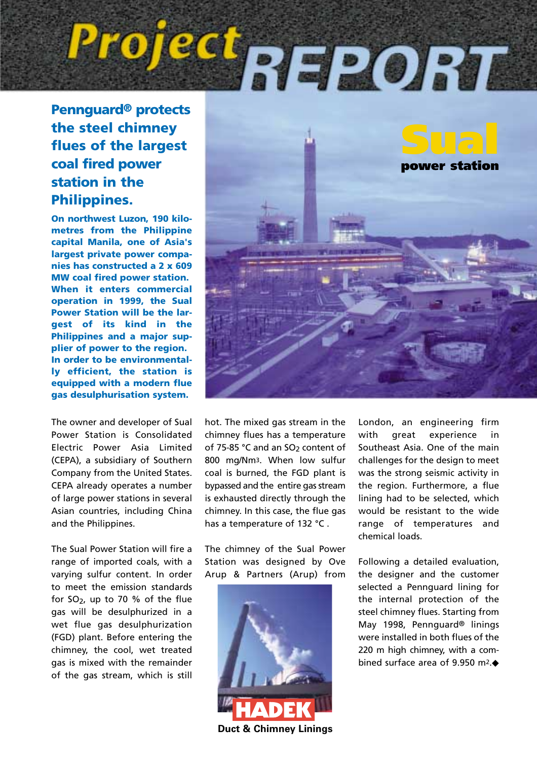# Project REPORT

# Sual power station

## Pennguard® protects the steel chimney flues of the largest coal fired power station in the Philippines.

**On northwest Luzon, 190 kilometres from the Philippine capital Manila, one of Asia's largest private power companies has constructed a 2 x 609 MW coal fired power station. When it enters commercial operation in 1999, the Sual Power Station will be the largest of its kind in the Philippines and a major supplier of power to the region. In order to be environmentally efficient, the station is equipped with a modern flue gas desulphurisation system.**

The owner and developer of Sual Power Station is Consolidated Electric Power Asia Limited (CEPA), a subsidiary of Southern Company from the United States. CEPA already operates a number of large power stations in several Asian countries, including China and the Philippines.

The Sual Power Station will fire a range of imported coals, with a varying sulfur content. In order to meet the emission standards for $SO_2$, up to 70 % of the flue gas will be desulphurized in a wet flue gas desulphurization (FGD) plant. Before entering the chimney, the cool, wet treated gas is mixed with the remainder of the gas stream, which is still hot. The mixed gas stream in the chimney flues has a temperature of 75-85 °C and an $SO_2$ content of 800 mg/Nm³. When low sulfur coal is burned, the FGD plant is bypassed and the entire gas stream is exhausted directly through the chimney. In this case, the flue gas has a temperature of 132 °C .

The chimney of the Sual Power Station was designed by Ove Arup & Partners (Arup) from London, an engineering firm with great experience in Southeast Asia. One of the main challenges for the design to meet was the strong seismic activity in the region. Furthermore, a flue lining had to be selected, which would be resistant to the wide range of temperatures and chemical loads.

Following a detailed evaluation, the designer and the customer selected a Pennguard lining for the internal protection of the steel chimney flues. Starting from May 1998, Pennguard® linings were installed in both flues of the 220 m high chimney, with a combined surface area of 9.950 m².◆

HADEK

Duct & Chimney Linings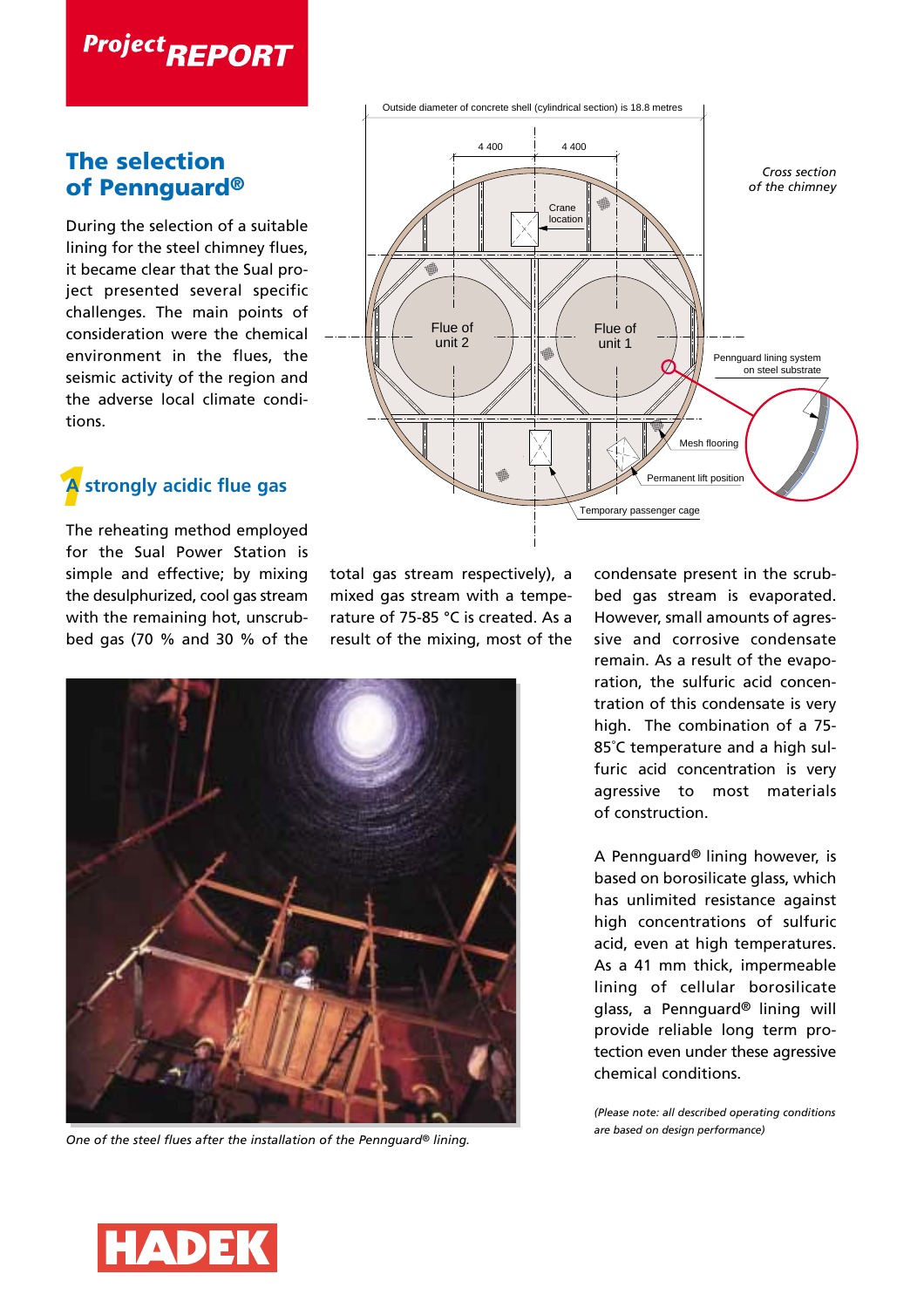# Project REPORT

## The selection of Pennguard®

During the selection of a suitable lining for the steel chimney flues, it became clear that the Sual project presented several specific challenges. The main points of consideration were the chemical environment in the flues, the seismic activity of the region and the adverse local climate conditions.

Outside diameter of concrete shell (cylindrical section) is 18.8 metres

4 400

4 400

Crane location

Cross section of the chimney

Flue of unit 2

Flue of unit 1

Pennguard lining system on steel substrate

Mesh flooring

Permanent lift position

Temporary passenger cage

### 1 A strongly acidic flue gas

The reheating method employed for the Sual Power Station is simple and effective; by mixing the desulphurized, cool gas stream with the remaining hot, unscrubbed gas (70 % and 30 % of the total gas stream respectively), a mixed gas stream with a temperature of 75-85 °C is created. As a result of the mixing, most of the condensate present in the scrubbed gas stream is evaporated. However, small amounts of agressive and corrosive condensate remain. As a result of the evaporation, the sulfuric acid concentration of this condensate is very high. The combination of a 75-85˚C temperature and a high sulfuric acid concentration is very agressive to most materials of construction.

A Pennguard® lining however, is based on borosilicate glass, which has unlimited resistance against high concentrations of sulfuric acid, even at high temperatures. As a 41 mm thick, impermeable lining of cellular borosilicate glass, a Pennguard® lining will provide reliable long term protection even under these agressive chemical conditions.

*(Please note: all described operating conditions are based on design performance)*

*One of the steel flues after the installation of the Pennguard® lining.*

HADEK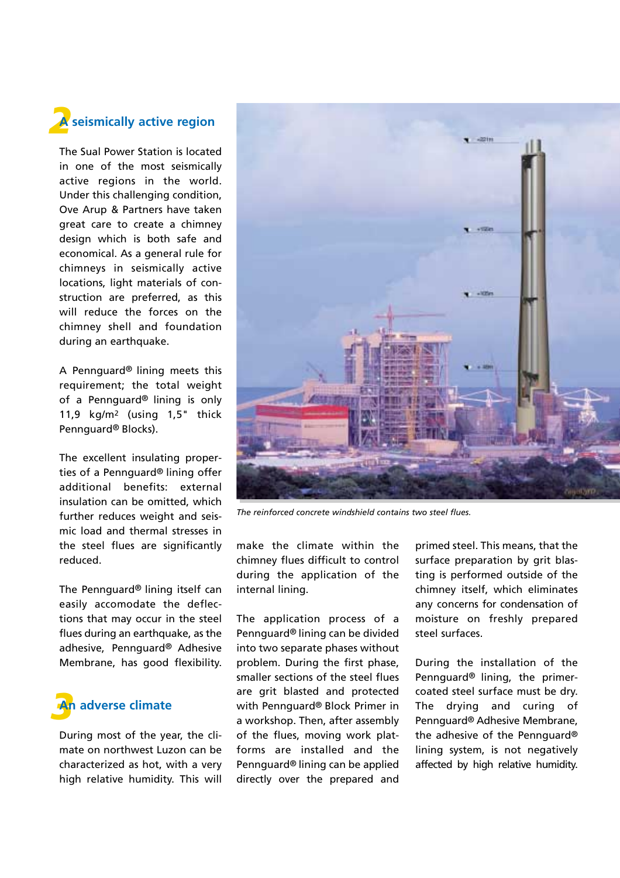## 2 A seismically active region

The Sual Power Station is located in one of the most seismically active regions in the world. Under this challenging condition, Ove Arup & Partners have taken great care to create a chimney design which is both safe and economical. As a general rule for chimneys in seismically active locations, light materials of construction are preferred, as this will reduce the forces on the chimney shell and foundation during an earthquake.

A Pennguard® lining meets this requirement; the total weight of a Pennguard® lining is only 11,9 kg/m2 (using 1,5" thick Pennguard® Blocks).

The excellent insulating properties of a Pennguard® lining offer additional benefits: external insulation can be omitted, which further reduces weight and seismic load and thermal stresses in the steel flues are significantly reduced.

The Pennguard® lining itself can easily accomodate the deflections that may occur in the steel flues during an earthquake, as the adhesive, Pennguard® Adhesive Membrane, has good flexibility.

*The reinforced concrete windshield contains two steel flues.*

## 3 An adverse climate

During most of the year, the climate on northwest Luzon can be characterized as hot, with a very high relative humidity. This will make the climate within the chimney flues difficult to control during the application of the internal lining.

The application process of a Pennguard® lining can be divided into two separate phases without problem. During the first phase, smaller sections of the steel flues are grit blasted and protected with Pennguard® Block Primer in a workshop. Then, after assembly of the flues, moving work platforms are installed and the Pennguard® lining can be applied directly over the prepared and primed steel. This means, that the surface preparation by grit blasting is performed outside of the chimney itself, which eliminates any concerns for condensation of moisture on freshly prepared steel surfaces.

During the installation of the Pennguard® lining, the primer-coated steel surface must be dry. The drying and curing of Pennguard® Adhesive Membrane, the adhesive of the Pennguard® lining system, is not negatively affected by high relative humidity.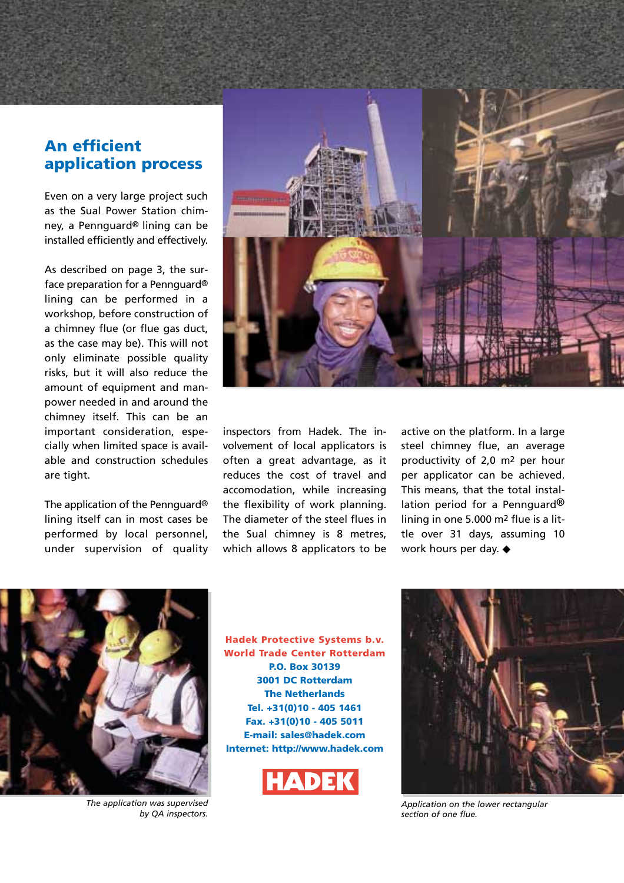## An efficient application process

Even on a very large project such as the Sual Power Station chimney, a Pennguard® lining can be installed efficiently and effectively.

As described on page 3, the surface preparation for a Pennguard® lining can be performed in a workshop, before construction of a chimney flue (or flue gas duct, as the case may be). This will not only eliminate possible quality risks, but it will also reduce the amount of equipment and manpower needed in and around the chimney itself. This can be an important consideration, especially when limited space is available and construction schedules are tight.

The application of the Pennguard® lining itself can in most cases be performed by local personnel, under supervision of quality inspectors from Hadek. The involvement of local applicators is often a great advantage, as it reduces the cost of travel and accomodation, while increasing the flexibility of work planning. The diameter of the steel flues in the Sual chimney is 8 metres, which allows 8 applicators to be active on the platform. In a large steel chimney flue, an average productivity of 2,0 m$^2$ per hour per applicator can be achieved. This means, that the total installation period for a Pennguard® lining in one 5.000 m$^2$ flue is a little over 31 days, assuming 10 work hours per day. ◆

*The application was supervised by QA inspectors.*

**Hadek Protective Systems b.v.**
**World Trade Center Rotterdam**
**P.O. Box 30139**
**3001 DC Rotterdam**
**The Netherlands**
**Tel. +31(0)10 - 405 1461**
**Fax. +31(0)10 - 405 5011**
**E-mail: sales@hadek.com**
**Internet: http://www.hadek.com**

HADEK

*Application on the lower rectangular section of one flue.*